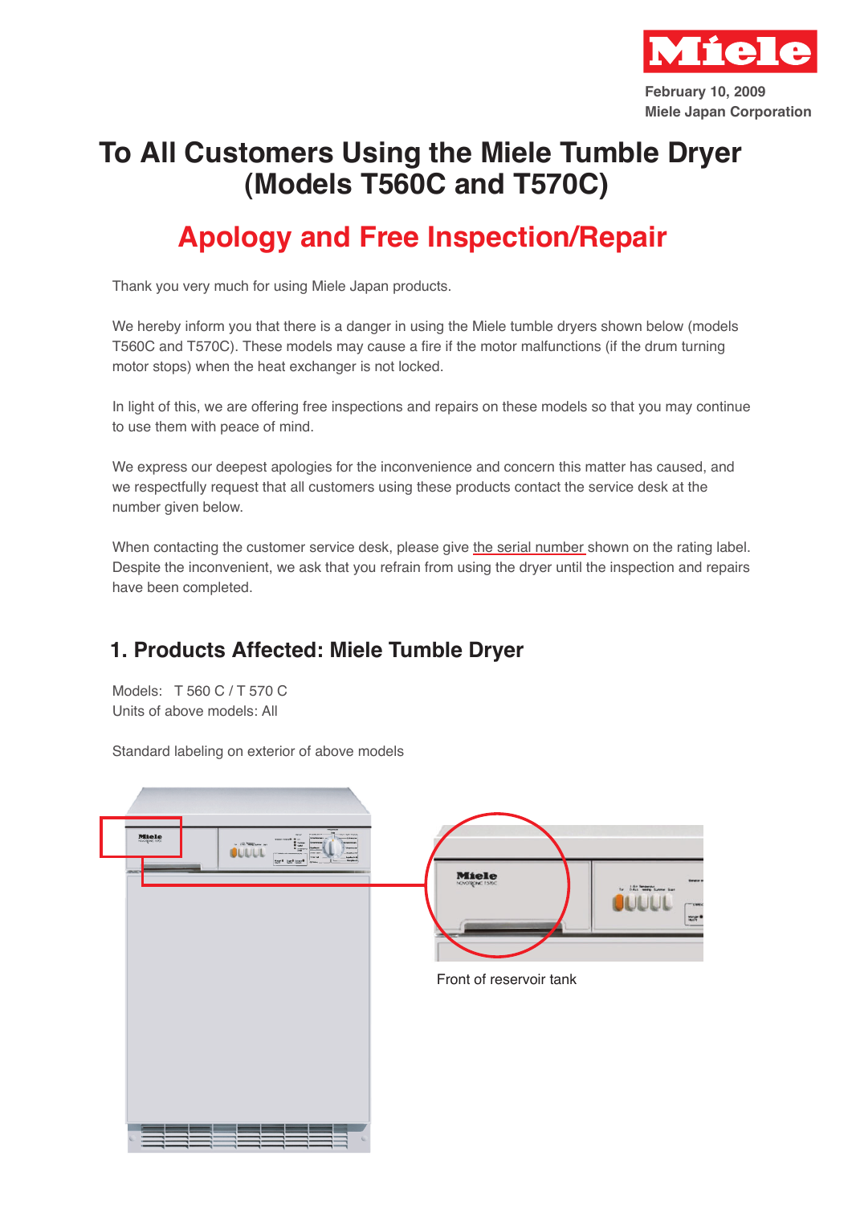February 10, 2009
Miele Japan Corporation

# To All Customers Using the Miele Tumble Dryer (Models T560C and T570C)

## Apology and Free Inspection/Repair

Thank you very much for using Miele Japan products.

We hereby inform you that there is a danger in using the Miele tumble dryers shown below (models T560C and T570C). These models may cause a fire if the motor malfunctions (if the drum turning motor stops) when the heat exchanger is not locked.

In light of this, we are offering free inspections and repairs on these models so that you may continue to use them with peace of mind.

We express our deepest apologies for the inconvenience and concern this matter has caused, and we respectfully request that all customers using these products contact the service desk at the number given below.

When contacting the customer service desk, please give the serial number shown on the rating label. Despite the inconvenient, we ask that you refrain from using the dryer until the inspection and repairs have been completed.

## 1. Products Affected: Miele Tumble Dryer

Models: T 560 C / T 570 C
Units of above models: All

Standard labeling on exterior of above models

Front of reservoir tank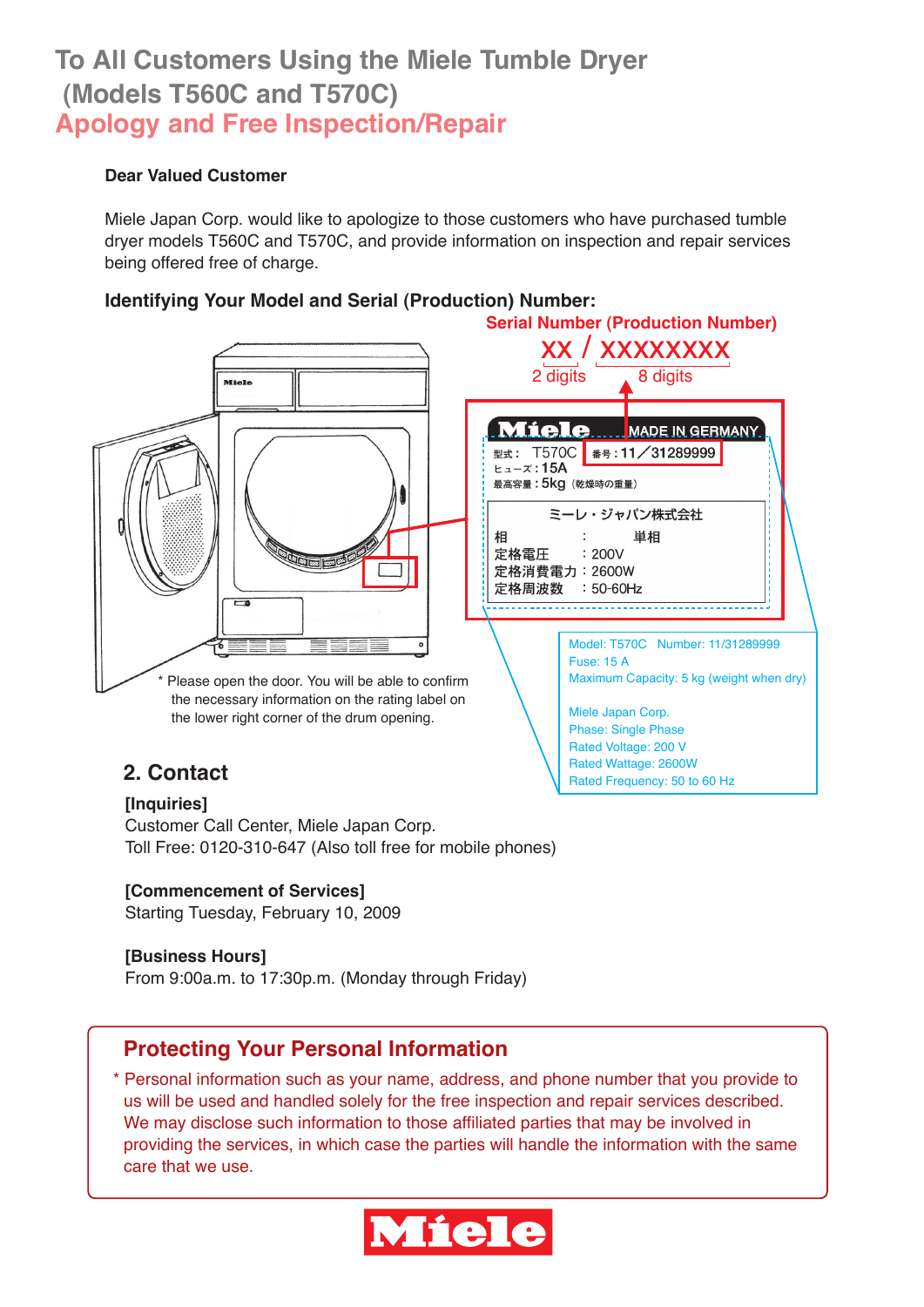# To All Customers Using the Miele Tumble Dryer (Models T560C and T570C)

## Apology and Free Inspection/Repair

**Dear Valued Customer**

Miele Japan Corp. would like to apologize to those customers who have purchased tumble dryer models T560C and T570C, and provide information on inspection and repair services being offered free of charge.

### Identifying Your Model and Serial (Production) Number:

Serial Number (Production Number)

XX / XXXXXXXX

2 digits 8 digits

Miele MADE IN GERMANY

型式： T570C 番号：11／31289999

ヒューズ：15A

最高容量：5kg（乾燥時の重量）

ミーレ・ジャパン株式会社

相 ： 単相

定格電圧 ：200V

定格消費電力：2600W

定格周波数 ：50-60Hz

Model: T570C Number: 11/31289999

Fuse: 15 A

Maximum Capacity: 5 kg (weight when dry)

Miele Japan Corp.

Phase: Single Phase

Rated Voltage: 200 V

Rated Wattage: 2600W

Rated Frequency: 50 to 60 Hz

\* Please open the door. You will be able to confirm the necessary information on the rating label on the lower right corner of the drum opening.

## 2. Contact

**[Inquiries]**

Customer Call Center, Miele Japan Corp.

Toll Free: 0120-310-647 (Also toll free for mobile phones)

**[Commencement of Services]**

Starting Tuesday, February 10, 2009

**[Business Hours]**

From 9:00a.m. to 17:30p.m. (Monday through Friday)

### Protecting Your Personal Information

\* Personal information such as your name, address, and phone number that you provide to us will be used and handled solely for the free inspection and repair services described. We may disclose such information to those affiliated parties that may be involved in providing the services, in which case the parties will handle the information with the same care that we use.

Miele